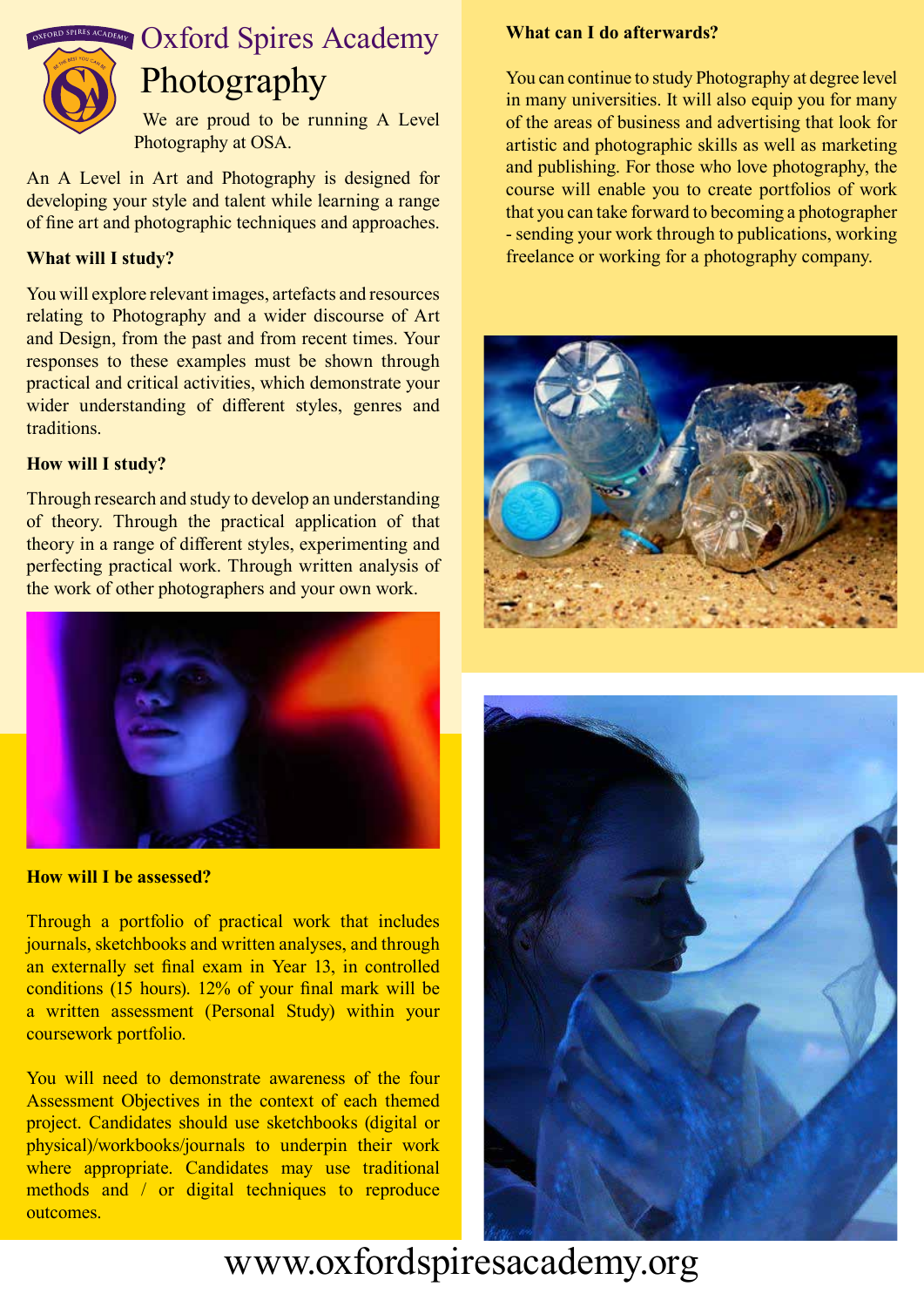# Oxford Spires Academy

## Photography

We are proud to be running A Level Photography at OSA.

An A Level in Art and Photography is designed for developing your style and talent while learning a range of fine art and photographic techniques and approaches.

**What will I study?**

You will explore relevant images, artefacts and resources relating to Photography and a wider discourse of Art and Design, from the past and from recent times. Your responses to these examples must be shown through practical and critical activities, which demonstrate your wider understanding of different styles, genres and traditions.

**How will I study?**

Through research and study to develop an understanding of theory. Through the practical application of that theory in a range of different styles, experimenting and perfecting practical work. Through written analysis of the work of other photographers and your own work.

**How will I be assessed?**

Through a portfolio of practical work that includes journals, sketchbooks and written analyses, and through an externally set final exam in Year 13, in controlled conditions (15 hours). 12% of your final mark will be a written assessment (Personal Study) within your coursework portfolio.

You will need to demonstrate awareness of the four Assessment Objectives in the context of each themed project. Candidates should use sketchbooks (digital or physical)/workbooks/journals to underpin their work where appropriate. Candidates may use traditional methods and / or digital techniques to reproduce outcomes.

**What can I do afterwards?**

You can continue to study Photography at degree level in many universities. It will also equip you for many of the areas of business and advertising that look for artistic and photographic skills as well as marketing and publishing. For those who love photography, the course will enable you to create portfolios of work that you can take forward to becoming a photographer - sending your work through to publications, working freelance or working for a photography company.

www.oxfordspiresacademy.org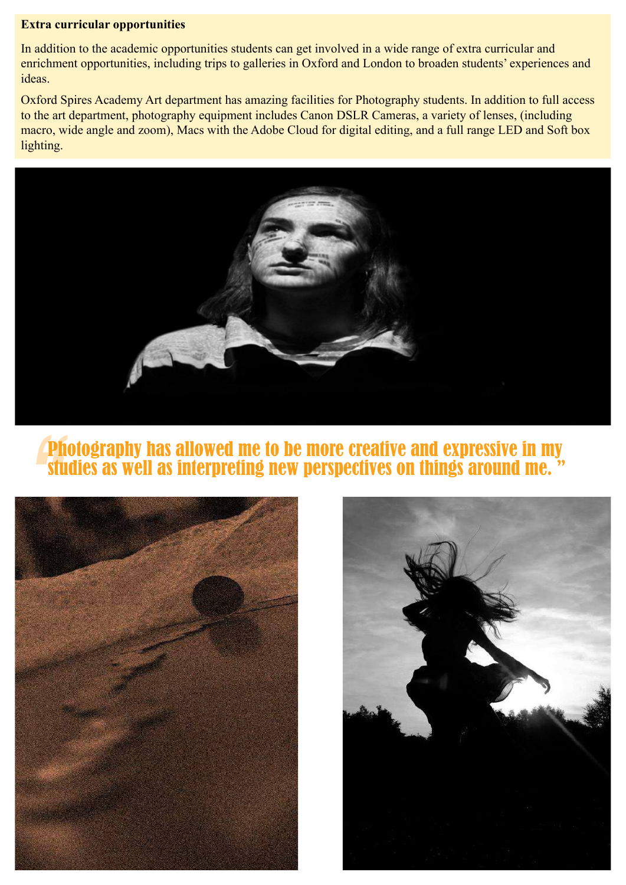**Extra curricular opportunities**

In addition to the academic opportunities students can get involved in a wide range of extra curricular and enrichment opportunities, including trips to galleries in Oxford and London to broaden students' experiences and ideas.

Oxford Spires Academy Art department has amazing facilities for Photography students. In addition to full access to the art department, photography equipment includes Canon DSLR Cameras, a variety of lenses, (including macro, wide angle and zoom), Macs with the Adobe Cloud for digital editing, and a full range LED and Soft box lighting.

"Photography has allowed me to be more creative and expressive in my studies as well as interpreting new perspectives on things around me."